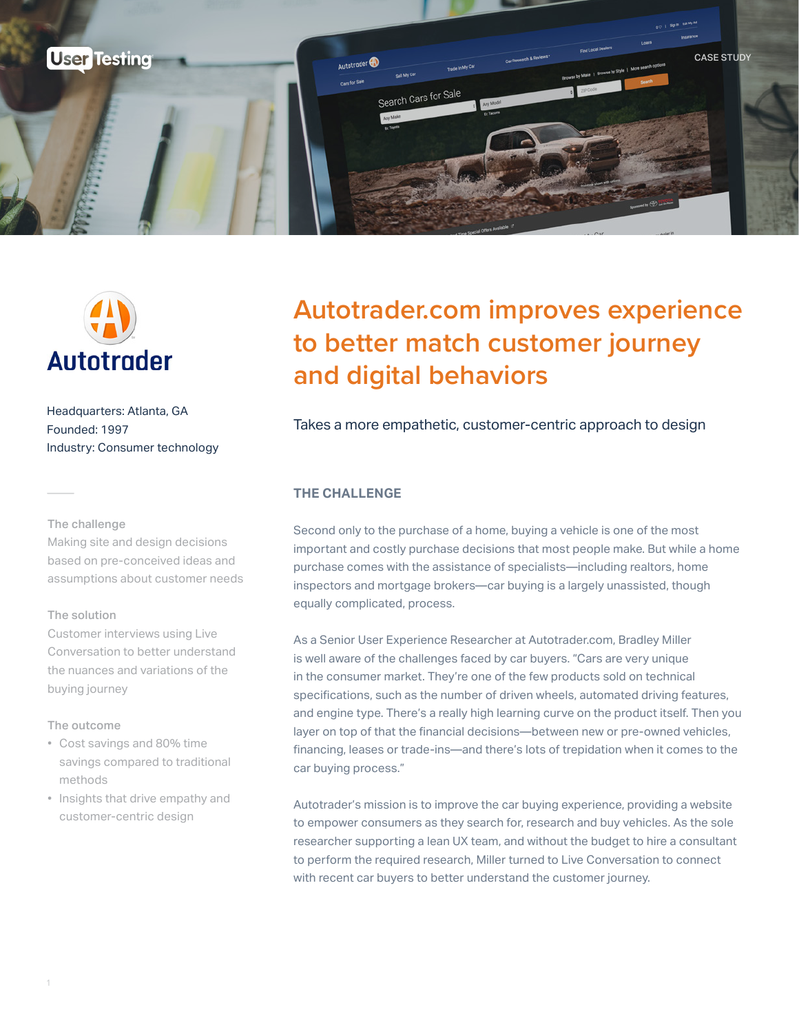UserTesting

CASE STUDY

Autotrader

Headquarters: Atlanta, GA
Founded: 1997
Industry: Consumer technology

# Autotrader.com improves experience to better match customer journey and digital behaviors

Takes a more empathetic, customer-centric approach to design

**The challenge**
Making site and design decisions based on pre-conceived ideas and assumptions about customer needs

**The solution**
Customer interviews using Live Conversation to better understand the nuances and variations of the buying journey

**The outcome**

- Cost savings and 80% time savings compared to traditional methods
- Insights that drive empathy and customer-centric design

## THE CHALLENGE

Second only to the purchase of a home, buying a vehicle is one of the most important and costly purchase decisions that most people make. But while a home purchase comes with the assistance of specialists—including realtors, home inspectors and mortgage brokers—car buying is a largely unassisted, though equally complicated, process.

As a Senior User Experience Researcher at Autotrader.com, Bradley Miller is well aware of the challenges faced by car buyers. "Cars are very unique in the consumer market. They're one of the few products sold on technical specifications, such as the number of driven wheels, automated driving features, and engine type. There's a really high learning curve on the product itself. Then you layer on top of that the financial decisions—between new or pre-owned vehicles, financing, leases or trade-ins—and there's lots of trepidation when it comes to the car buying process."

Autotrader's mission is to improve the car buying experience, providing a website to empower consumers as they search for, research and buy vehicles. As the sole researcher supporting a lean UX team, and without the budget to hire a consultant to perform the required research, Miller turned to Live Conversation to connect with recent car buyers to better understand the customer journey.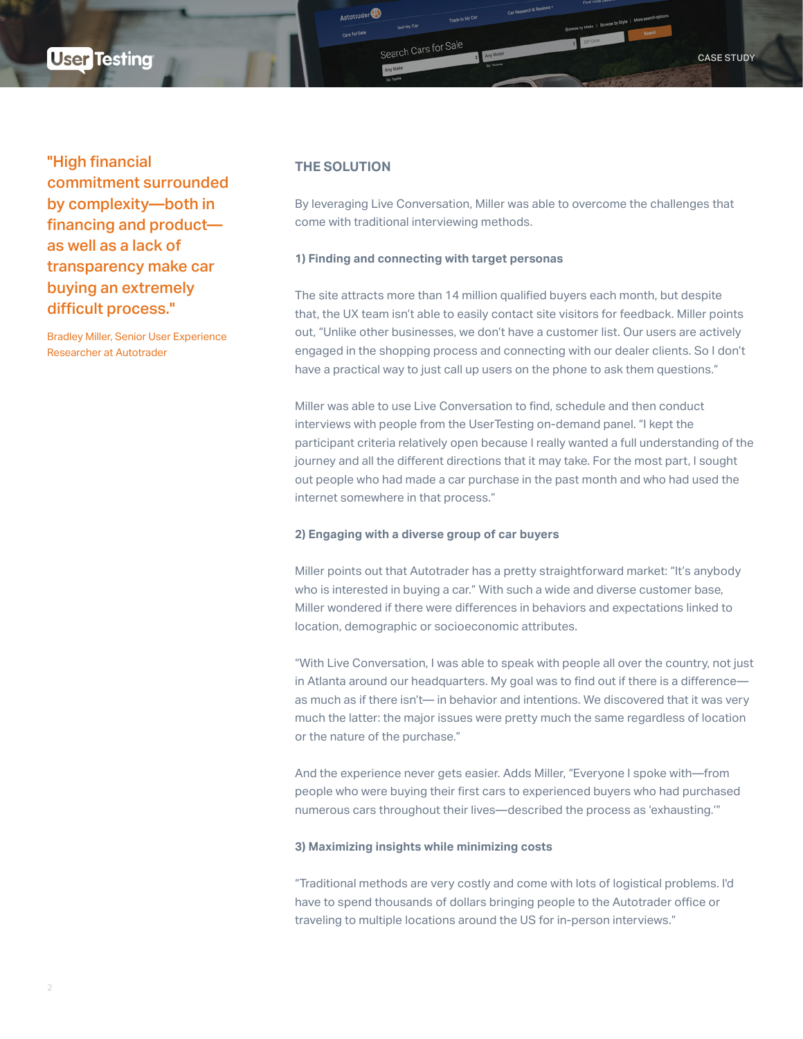> "High financial commitment surrounded by complexity—both in financing and product—as well as a lack of transparency make car buying an extremely difficult process."
>
> Bradley Miller, Senior User Experience Researcher at Autotrader

## THE SOLUTION

By leveraging Live Conversation, Miller was able to overcome the challenges that come with traditional interviewing methods.

**1) Finding and connecting with target personas**

The site attracts more than 14 million qualified buyers each month, but despite that, the UX team isn't able to easily contact site visitors for feedback. Miller points out, "Unlike other businesses, we don't have a customer list. Our users are actively engaged in the shopping process and connecting with our dealer clients. So I don't have a practical way to just call up users on the phone to ask them questions."

Miller was able to use Live Conversation to find, schedule and then conduct interviews with people from the UserTesting on-demand panel. "I kept the participant criteria relatively open because I really wanted a full understanding of the journey and all the different directions that it may take. For the most part, I sought out people who had made a car purchase in the past month and who had used the internet somewhere in that process."

**2) Engaging with a diverse group of car buyers**

Miller points out that Autotrader has a pretty straightforward market: "It's anybody who is interested in buying a car." With such a wide and diverse customer base, Miller wondered if there were differences in behaviors and expectations linked to location, demographic or socioeconomic attributes.

"With Live Conversation, I was able to speak with people all over the country, not just in Atlanta around our headquarters. My goal was to find out if there is a difference—as much as if there isn't— in behavior and intentions. We discovered that it was very much the latter: the major issues were pretty much the same regardless of location or the nature of the purchase."

And the experience never gets easier. Adds Miller, "Everyone I spoke with—from people who were buying their first cars to experienced buyers who had purchased numerous cars throughout their lives—described the process as 'exhausting.'"

**3) Maximizing insights while minimizing costs**

"Traditional methods are very costly and come with lots of logistical problems. I'd have to spend thousands of dollars bringing people to the Autotrader office or traveling to multiple locations around the US for in-person interviews."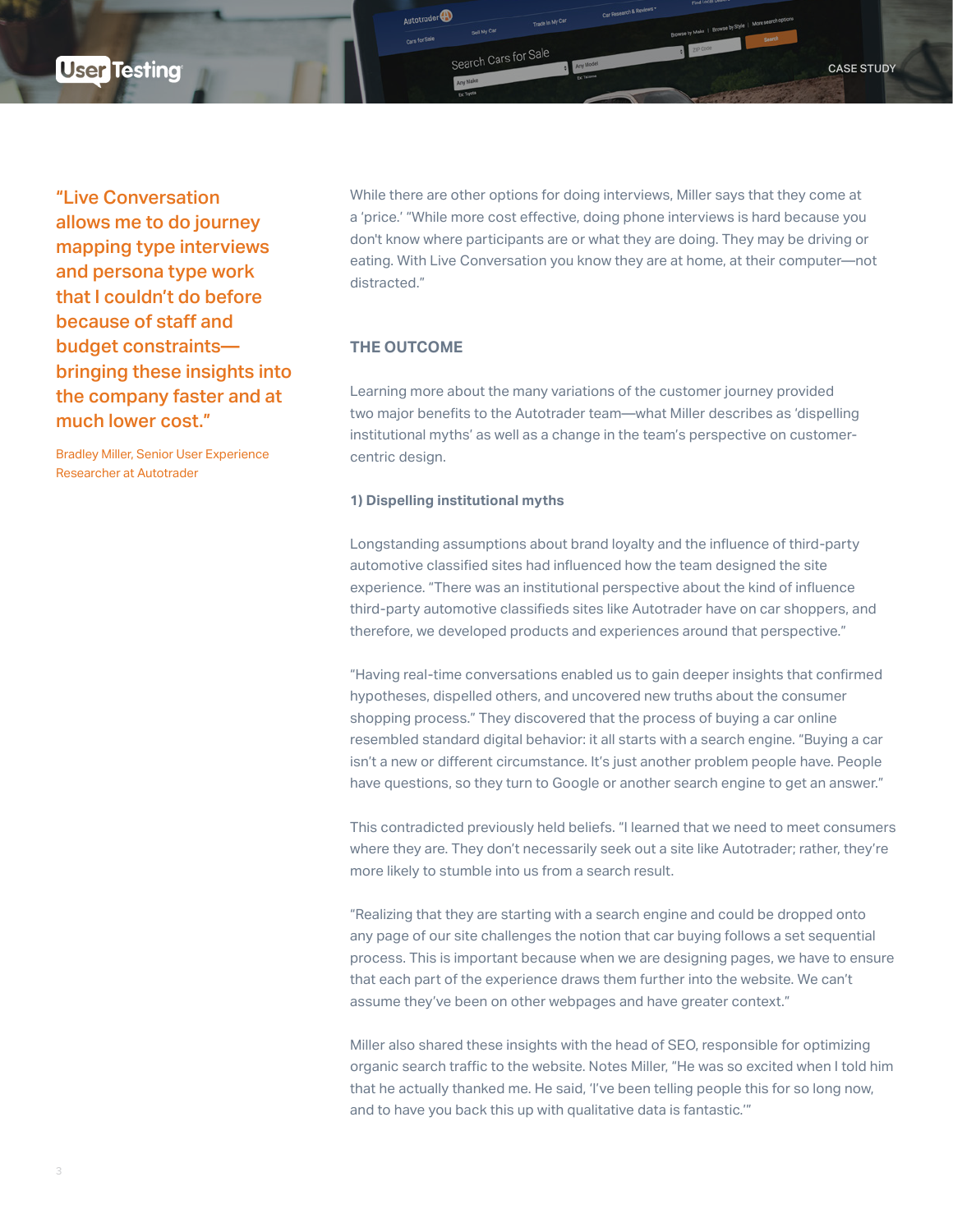> "Live Conversation allows me to do journey mapping type interviews and persona type work that I couldn't do before because of staff and budget constraints—bringing these insights into the company faster and at much lower cost."

Bradley Miller, Senior User Experience Researcher at Autotrader

While there are other options for doing interviews, Miller says that they come at a 'price.' "While more cost effective, doing phone interviews is hard because you don't know where participants are or what they are doing. They may be driving or eating. With Live Conversation you know they are at home, at their computer—not distracted."

## THE OUTCOME

Learning more about the many variations of the customer journey provided two major benefits to the Autotrader team—what Miller describes as 'dispelling institutional myths' as well as a change in the team's perspective on customer-centric design.

### 1) Dispelling institutional myths

Longstanding assumptions about brand loyalty and the influence of third-party automotive classified sites had influenced how the team designed the site experience. "There was an institutional perspective about the kind of influence third-party automotive classifieds sites like Autotrader have on car shoppers, and therefore, we developed products and experiences around that perspective."

"Having real-time conversations enabled us to gain deeper insights that confirmed hypotheses, dispelled others, and uncovered new truths about the consumer shopping process." They discovered that the process of buying a car online resembled standard digital behavior: it all starts with a search engine. "Buying a car isn't a new or different circumstance. It's just another problem people have. People have questions, so they turn to Google or another search engine to get an answer."

This contradicted previously held beliefs. "I learned that we need to meet consumers where they are. They don't necessarily seek out a site like Autotrader; rather, they're more likely to stumble into us from a search result.

"Realizing that they are starting with a search engine and could be dropped onto any page of our site challenges the notion that car buying follows a set sequential process. This is important because when we are designing pages, we have to ensure that each part of the experience draws them further into the website. We can't assume they've been on other webpages and have greater context."

Miller also shared these insights with the head of SEO, responsible for optimizing organic search traffic to the website. Notes Miller, "He was so excited when I told him that he actually thanked me. He said, 'I've been telling people this for so long now, and to have you back this up with qualitative data is fantastic.'"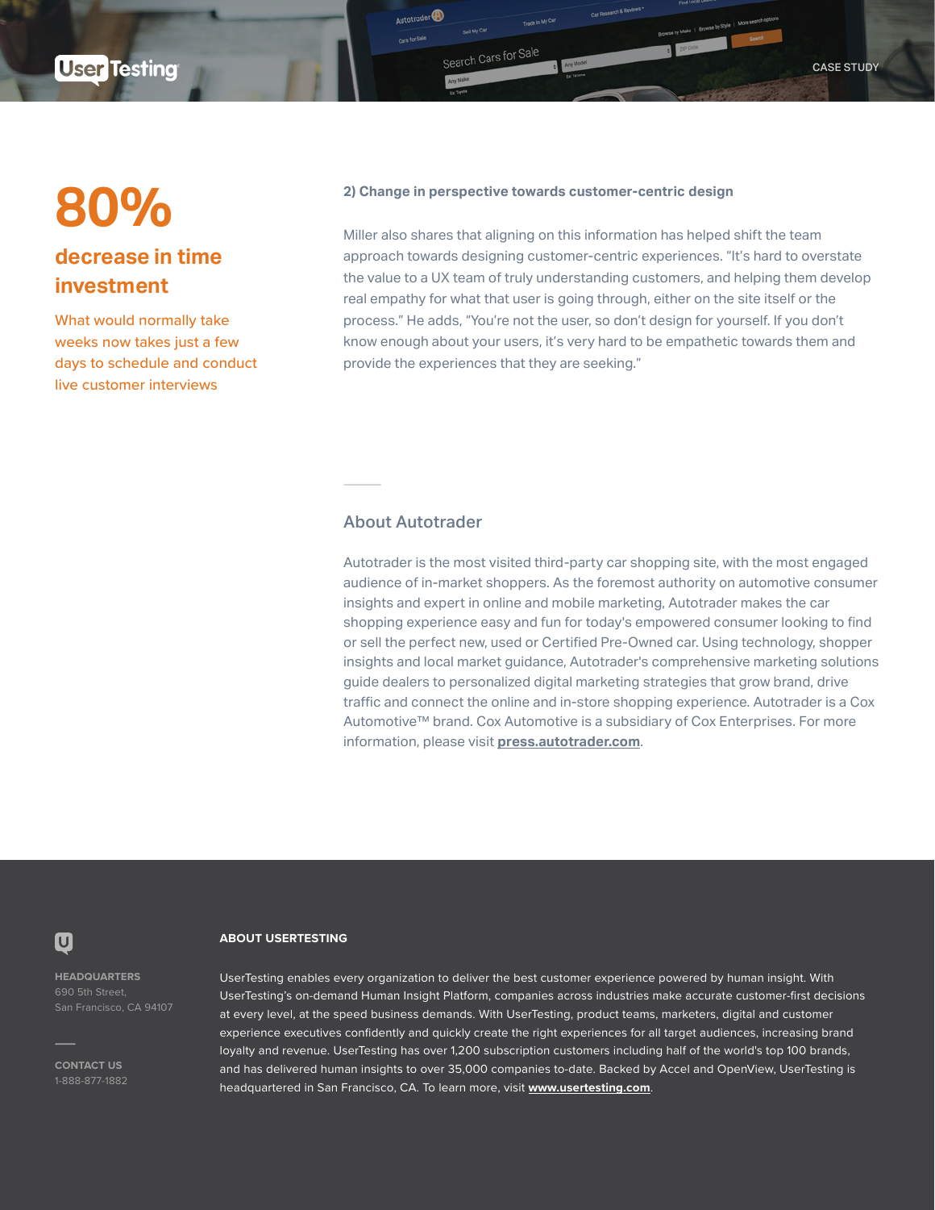**80%**

**decrease in time investment**

What would normally take weeks now takes just a few days to schedule and conduct live customer interviews

**2) Change in perspective towards customer-centric design**

Miller also shares that aligning on this information has helped shift the team approach towards designing customer-centric experiences. "It's hard to overstate the value to a UX team of truly understanding customers, and helping them develop real empathy for what that user is going through, either on the site itself or the process." He adds, "You're not the user, so don't design for yourself. If you don't know enough about your users, it's very hard to be empathetic towards them and provide the experiences that they are seeking."

## About Autotrader

Autotrader is the most visited third-party car shopping site, with the most engaged audience of in-market shoppers. As the foremost authority on automotive consumer insights and expert in online and mobile marketing, Autotrader makes the car shopping experience easy and fun for today's empowered consumer looking to find or sell the perfect new, used or Certified Pre-Owned car. Using technology, shopper insights and local market guidance, Autotrader's comprehensive marketing solutions guide dealers to personalized digital marketing strategies that grow brand, drive traffic and connect the online and in-store shopping experience. Autotrader is a Cox Automotive™ brand. Cox Automotive is a subsidiary of Cox Enterprises. For more information, please visit **press.autotrader.com**.

**HEADQUARTERS**
690 5th Street,
San Francisco, CA 94107

**CONTACT US**
1-888-877-1882

**ABOUT USERTESTING**

UserTesting enables every organization to deliver the best customer experience powered by human insight. With UserTesting's on-demand Human Insight Platform, companies across industries make accurate customer-first decisions at every level, at the speed business demands. With UserTesting, product teams, marketers, digital and customer experience executives confidently and quickly create the right experiences for all target audiences, increasing brand loyalty and revenue. UserTesting has over 1,200 subscription customers including half of the world's top 100 brands, and has delivered human insights to over 35,000 companies to-date. Backed by Accel and OpenView, UserTesting is headquartered in San Francisco, CA. To learn more, visit **www.usertesting.com**.